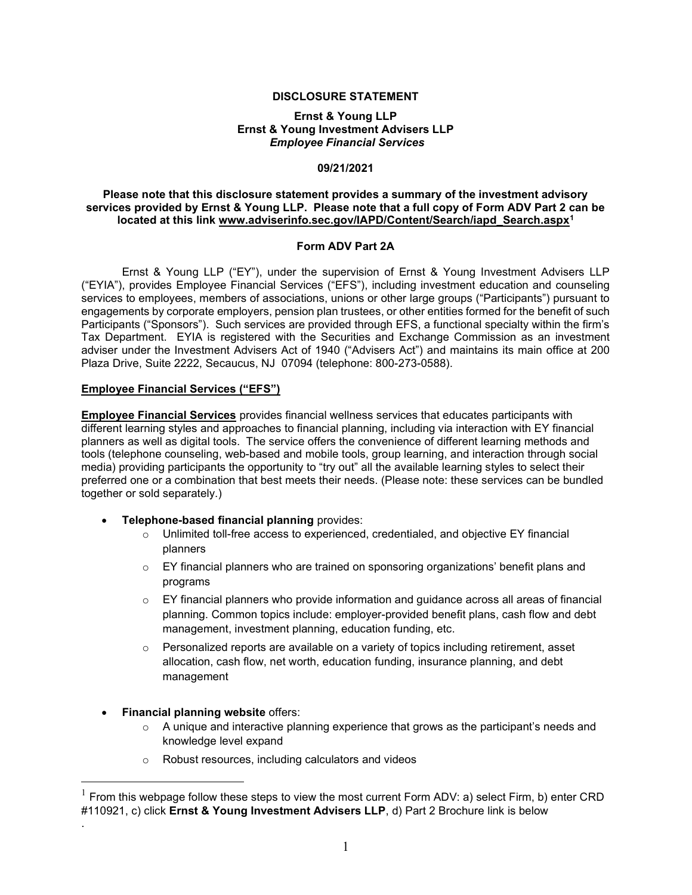**DISCLOSURE STATEMENT**

**Ernst & Young LLP**
**Ernst & Young Investment Advisers LLP**
***Employee Financial Services***

**09/21/2021**

**Please note that this disclosure statement provides a summary of the investment advisory services provided by Ernst & Young LLP. Please note that a full copy of Form ADV Part 2 can be located at this link [www.adviserinfo.sec.gov/IAPD/Content/Search/iapd_Search.aspx](www.adviserinfo.sec.gov/IAPD/Content/Search/iapd_Search.aspx)[1]**

## Form ADV Part 2A

Ernst & Young LLP ("EY"), under the supervision of Ernst & Young Investment Advisers LLP ("EYIA"), provides Employee Financial Services ("EFS"), including investment education and counseling services to employees, members of associations, unions or other large groups ("Participants") pursuant to engagements by corporate employers, pension plan trustees, or other entities formed for the benefit of such Participants ("Sponsors"). Such services are provided through EFS, a functional specialty within the firm's Tax Department. EYIA is registered with the Securities and Exchange Commission as an investment adviser under the Investment Advisers Act of 1940 ("Advisers Act") and maintains its main office at 200 Plaza Drive, Suite 2222, Secaucus, NJ 07094 (telephone: 800-273-0588).

### Employee Financial Services ("EFS")

**Employee Financial Services** provides financial wellness services that educates participants with different learning styles and approaches to financial planning, including via interaction with EY financial planners as well as digital tools. The service offers the convenience of different learning methods and tools (telephone counseling, web-based and mobile tools, group learning, and interaction through social media) providing participants the opportunity to "try out" all the available learning styles to select their preferred one or a combination that best meets their needs. (Please note: these services can be bundled together or sold separately.)

- **Telephone-based financial planning** provides:
  - Unlimited toll-free access to experienced, credentialed, and objective EY financial planners
  - EY financial planners who are trained on sponsoring organizations' benefit plans and programs
  - EY financial planners who provide information and guidance across all areas of financial planning. Common topics include: employer-provided benefit plans, cash flow and debt management, investment planning, education funding, etc.
  - Personalized reports are available on a variety of topics including retirement, asset allocation, cash flow, net worth, education funding, insurance planning, and debt management

- **Financial planning website** offers:
  - A unique and interactive planning experience that grows as the participant's needs and knowledge level expand
  - Robust resources, including calculators and videos

---

[1] From this webpage follow these steps to view the most current Form ADV: a) select Firm, b) enter CRD #110921, c) click **Ernst & Young Investment Advisers LLP**, d) Part 2 Brochure link is below
.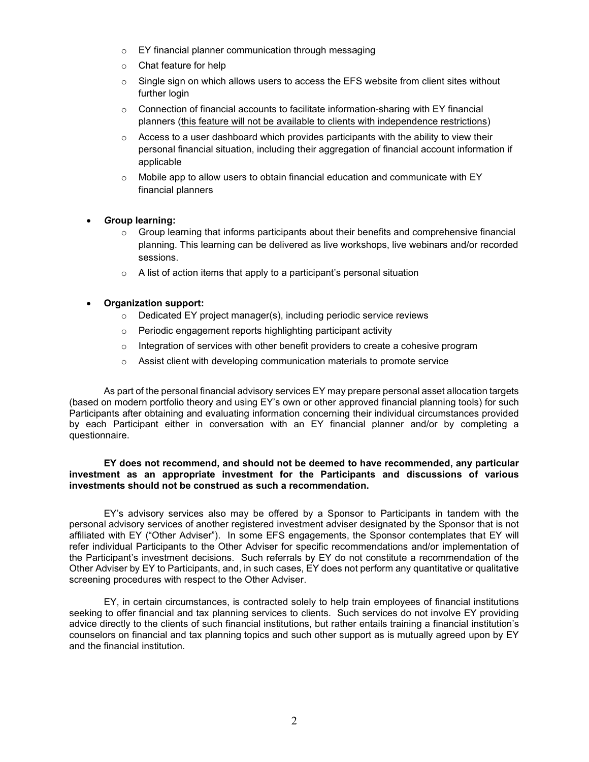- EY financial planner communication through messaging
  - Chat feature for help
  - Single sign on which allows users to access the EFS website from client sites without further login
  - Connection of financial accounts to facilitate information-sharing with EY financial planners (<u>this feature will not be available to clients with independence restrictions</u>)
  - Access to a user dashboard which provides participants with the ability to view their personal financial situation, including their aggregation of financial account information if applicable
  - Mobile app to allow users to obtain financial education and communicate with EY financial planners

- ***G*roup learning:**
  - Group learning that informs participants about their benefits and comprehensive financial planning. This learning can be delivered as live workshops, live webinars and/or recorded sessions.
  - A list of action items that apply to a participant's personal situation

- **Organization support:**
  - Dedicated EY project manager(s), including periodic service reviews
  - Periodic engagement reports highlighting participant activity
  - Integration of services with other benefit providers to create a cohesive program
  - Assist client with developing communication materials to promote service

As part of the personal financial advisory services EY may prepare personal asset allocation targets (based on modern portfolio theory and using EY's own or other approved financial planning tools) for such Participants after obtaining and evaluating information concerning their individual circumstances provided by each Participant either in conversation with an EY financial planner and/or by completing a questionnaire.

**EY does not recommend, and should not be deemed to have recommended, any particular investment as an appropriate investment for the Participants and discussions of various investments should not be construed as such a recommendation.**

EY's advisory services also may be offered by a Sponsor to Participants in tandem with the personal advisory services of another registered investment adviser designated by the Sponsor that is not affiliated with EY ("Other Adviser"). In some EFS engagements, the Sponsor contemplates that EY will refer individual Participants to the Other Adviser for specific recommendations and/or implementation of the Participant's investment decisions. Such referrals by EY do not constitute a recommendation of the Other Adviser by EY to Participants, and, in such cases, EY does not perform any quantitative or qualitative screening procedures with respect to the Other Adviser.

EY, in certain circumstances, is contracted solely to help train employees of financial institutions seeking to offer financial and tax planning services to clients. Such services do not involve EY providing advice directly to the clients of such financial institutions, but rather entails training a financial institution's counselors on financial and tax planning topics and such other support as is mutually agreed upon by EY and the financial institution.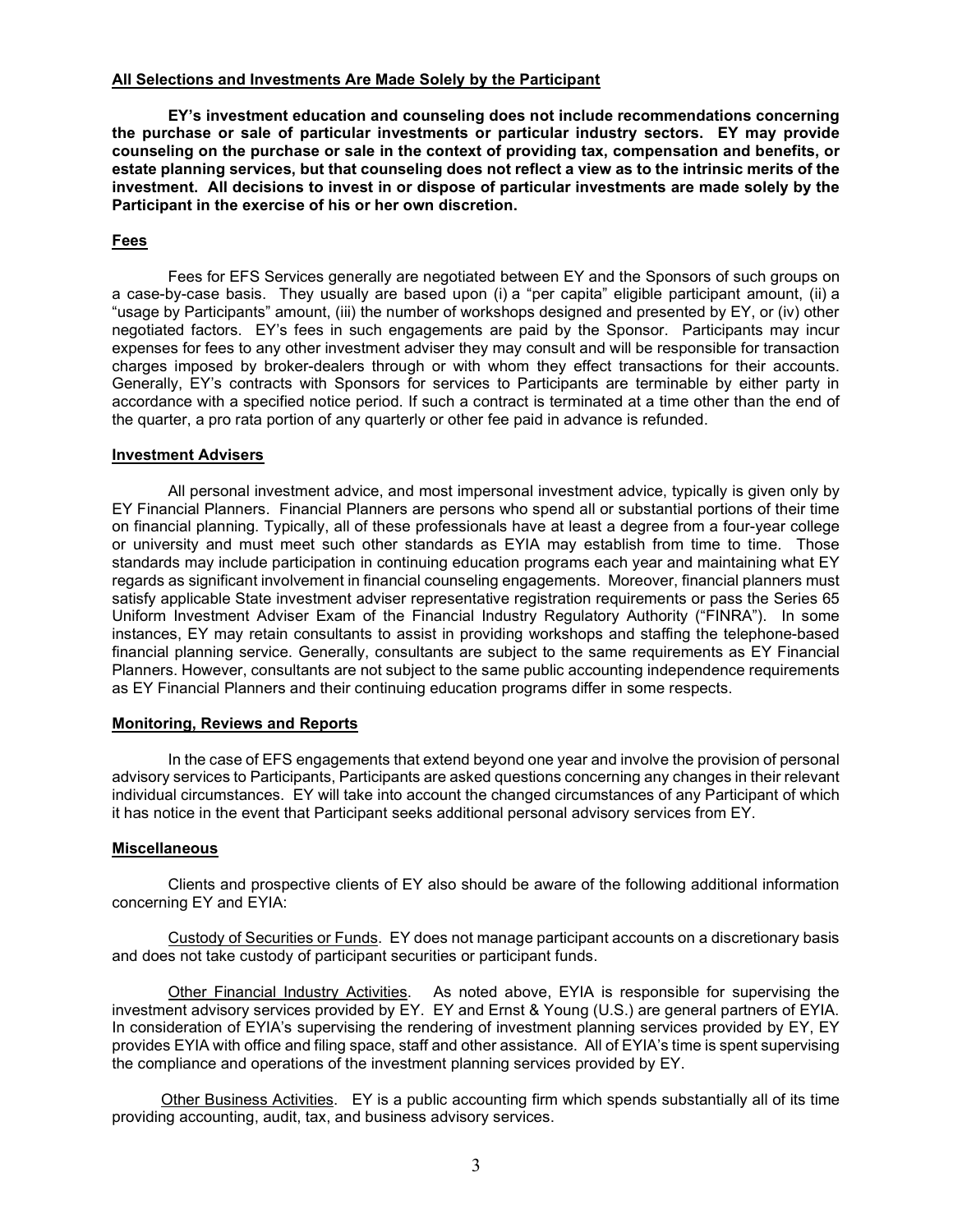## All Selections and Investments Are Made Solely by the Participant

**EY's investment education and counseling does not include recommendations concerning the purchase or sale of particular investments or particular industry sectors. EY may provide counseling on the purchase or sale in the context of providing tax, compensation and benefits, or estate planning services, but that counseling does not reflect a view as to the intrinsic merits of the investment. All decisions to invest in or dispose of particular investments are made solely by the Participant in the exercise of his or her own discretion.**

## Fees

Fees for EFS Services generally are negotiated between EY and the Sponsors of such groups on a case-by-case basis. They usually are based upon (i) a "per capita" eligible participant amount, (ii) a "usage by Participants" amount, (iii) the number of workshops designed and presented by EY, or (iv) other negotiated factors. EY's fees in such engagements are paid by the Sponsor. Participants may incur expenses for fees to any other investment adviser they may consult and will be responsible for transaction charges imposed by broker-dealers through or with whom they effect transactions for their accounts. Generally, EY's contracts with Sponsors for services to Participants are terminable by either party in accordance with a specified notice period. If such a contract is terminated at a time other than the end of the quarter, a pro rata portion of any quarterly or other fee paid in advance is refunded.

## Investment Advisers

All personal investment advice, and most impersonal investment advice, typically is given only by EY Financial Planners. Financial Planners are persons who spend all or substantial portions of their time on financial planning. Typically, all of these professionals have at least a degree from a four-year college or university and must meet such other standards as EYIA may establish from time to time. Those standards may include participation in continuing education programs each year and maintaining what EY regards as significant involvement in financial counseling engagements. Moreover, financial planners must satisfy applicable State investment adviser representative registration requirements or pass the Series 65 Uniform Investment Adviser Exam of the Financial Industry Regulatory Authority ("FINRA"). In some instances, EY may retain consultants to assist in providing workshops and staffing the telephone-based financial planning service. Generally, consultants are subject to the same requirements as EY Financial Planners. However, consultants are not subject to the same public accounting independence requirements as EY Financial Planners and their continuing education programs differ in some respects.

## Monitoring, Reviews and Reports

In the case of EFS engagements that extend beyond one year and involve the provision of personal advisory services to Participants, Participants are asked questions concerning any changes in their relevant individual circumstances. EY will take into account the changed circumstances of any Participant of which it has notice in the event that Participant seeks additional personal advisory services from EY.

## Miscellaneous

Clients and prospective clients of EY also should be aware of the following additional information concerning EY and EYIA:

Custody of Securities or Funds. EY does not manage participant accounts on a discretionary basis and does not take custody of participant securities or participant funds.

Other Financial Industry Activities. As noted above, EYIA is responsible for supervising the investment advisory services provided by EY. EY and Ernst & Young (U.S.) are general partners of EYIA. In consideration of EYIA's supervising the rendering of investment planning services provided by EY, EY provides EYIA with office and filing space, staff and other assistance. All of EYIA's time is spent supervising the compliance and operations of the investment planning services provided by EY.

Other Business Activities. EY is a public accounting firm which spends substantially all of its time providing accounting, audit, tax, and business advisory services.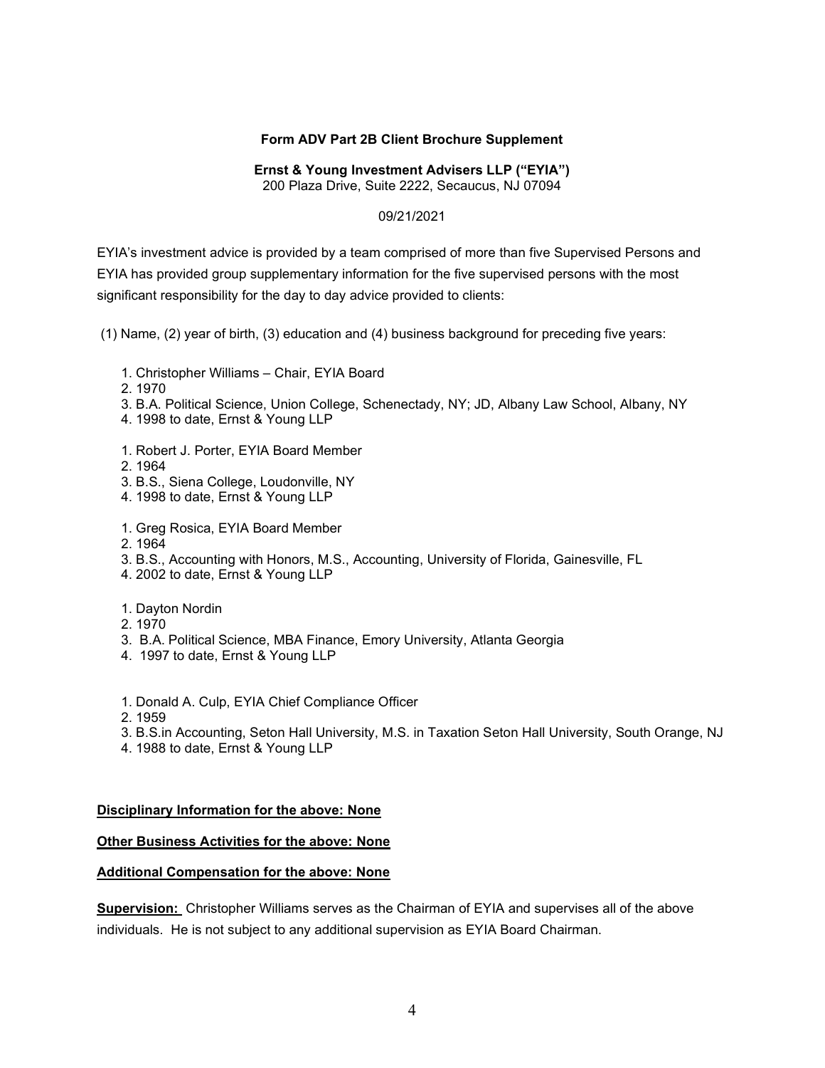**Form ADV Part 2B Client Brochure Supplement**

**Ernst & Young Investment Advisers LLP ("EYIA")**
200 Plaza Drive, Suite 2222, Secaucus, NJ 07094

09/21/2021

EYIA's investment advice is provided by a team comprised of more than five Supervised Persons and EYIA has provided group supplementary information for the five supervised persons with the most significant responsibility for the day to day advice provided to clients:

(1) Name, (2) year of birth, (3) education and (4) business background for preceding five years:

1. Christopher Williams – Chair, EYIA Board
2. 1970
3. B.A. Political Science, Union College, Schenectady, NY; JD, Albany Law School, Albany, NY
4. 1998 to date, Ernst & Young LLP

1. Robert J. Porter, EYIA Board Member
2. 1964
3. B.S., Siena College, Loudonville, NY
4. 1998 to date, Ernst & Young LLP

1. Greg Rosica, EYIA Board Member
2. 1964
3. B.S., Accounting with Honors, M.S., Accounting, University of Florida, Gainesville, FL
4. 2002 to date, Ernst & Young LLP

1. Dayton Nordin
2. 1970
3. B.A. Political Science, MBA Finance, Emory University, Atlanta Georgia
4. 1997 to date, Ernst & Young LLP

1. Donald A. Culp, EYIA Chief Compliance Officer
2. 1959
3. B.S.in Accounting, Seton Hall University, M.S. in Taxation Seton Hall University, South Orange, NJ
4. 1988 to date, Ernst & Young LLP

**Disciplinary Information for the above: None**

**Other Business Activities for the above: None**

**Additional Compensation for the above: None**

**Supervision:** Christopher Williams serves as the Chairman of EYIA and supervises all of the above individuals. He is not subject to any additional supervision as EYIA Board Chairman.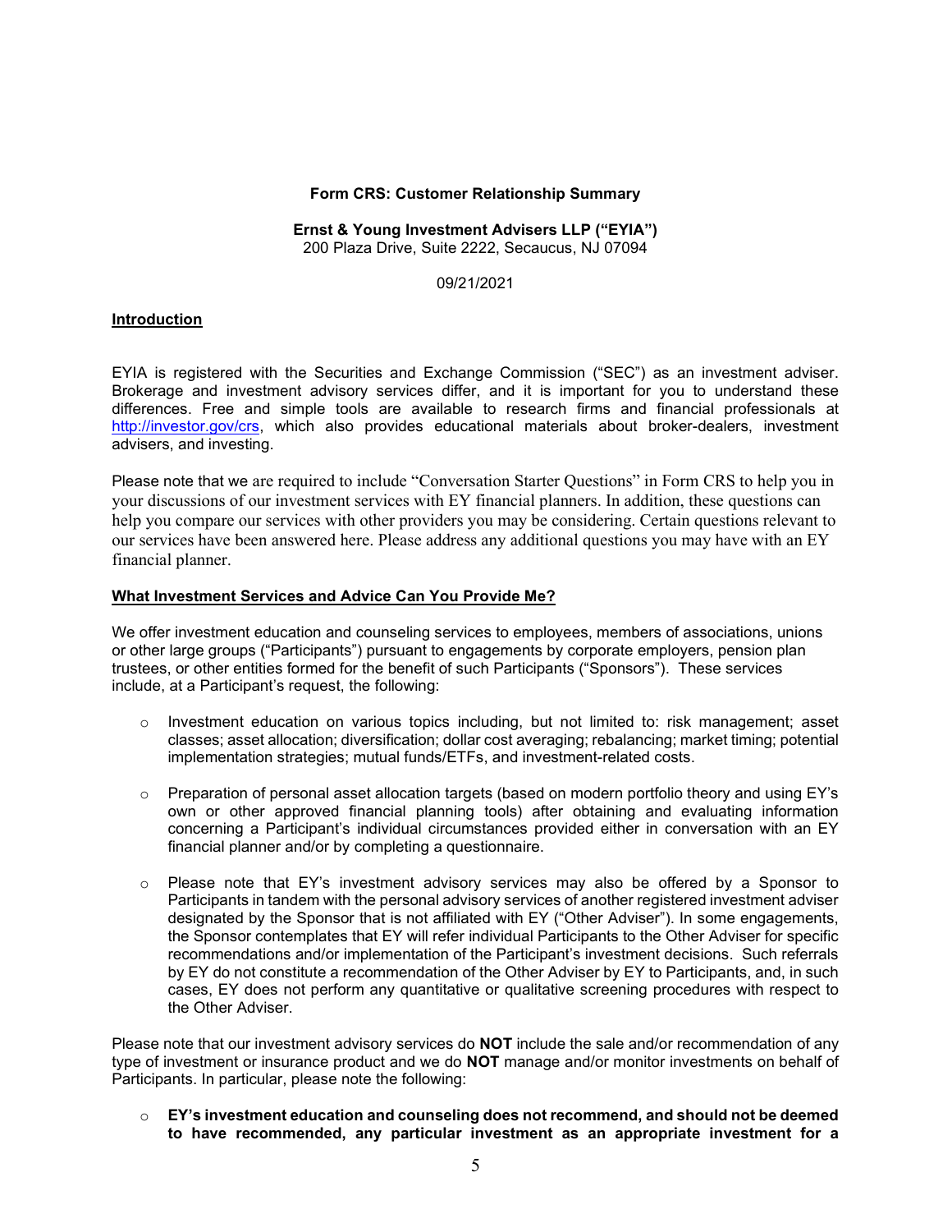**Form CRS: Customer Relationship Summary**

**Ernst & Young Investment Advisers LLP ("EYIA")**
200 Plaza Drive, Suite 2222, Secaucus, NJ 07094

09/21/2021

## Introduction

EYIA is registered with the Securities and Exchange Commission ("SEC") as an investment adviser. Brokerage and investment advisory services differ, and it is important for you to understand these differences. Free and simple tools are available to research firms and financial professionals at http://investor.gov/crs, which also provides educational materials about broker-dealers, investment advisers, and investing.

Please note that we are required to include "Conversation Starter Questions" in Form CRS to help you in your discussions of our investment services with EY financial planners. In addition, these questions can help you compare our services with other providers you may be considering. Certain questions relevant to our services have been answered here. Please address any additional questions you may have with an EY financial planner.

## What Investment Services and Advice Can You Provide Me?

We offer investment education and counseling services to employees, members of associations, unions or other large groups ("Participants") pursuant to engagements by corporate employers, pension plan trustees, or other entities formed for the benefit of such Participants ("Sponsors"). These services include, at a Participant's request, the following:

- Investment education on various topics including, but not limited to: risk management; asset classes; asset allocation; diversification; dollar cost averaging; rebalancing; market timing; potential implementation strategies; mutual funds/ETFs, and investment-related costs.
- Preparation of personal asset allocation targets (based on modern portfolio theory and using EY's own or other approved financial planning tools) after obtaining and evaluating information concerning a Participant's individual circumstances provided either in conversation with an EY financial planner and/or by completing a questionnaire.
- Please note that EY's investment advisory services may also be offered by a Sponsor to Participants in tandem with the personal advisory services of another registered investment adviser designated by the Sponsor that is not affiliated with EY ("Other Adviser"). In some engagements, the Sponsor contemplates that EY will refer individual Participants to the Other Adviser for specific recommendations and/or implementation of the Participant's investment decisions. Such referrals by EY do not constitute a recommendation of the Other Adviser by EY to Participants, and, in such cases, EY does not perform any quantitative or qualitative screening procedures with respect to the Other Adviser.

Please note that our investment advisory services do **NOT** include the sale and/or recommendation of any type of investment or insurance product and we do **NOT** manage and/or monitor investments on behalf of Participants. In particular, please note the following:

- **EY's investment education and counseling does not recommend, and should not be deemed to have recommended, any particular investment as an appropriate investment for a**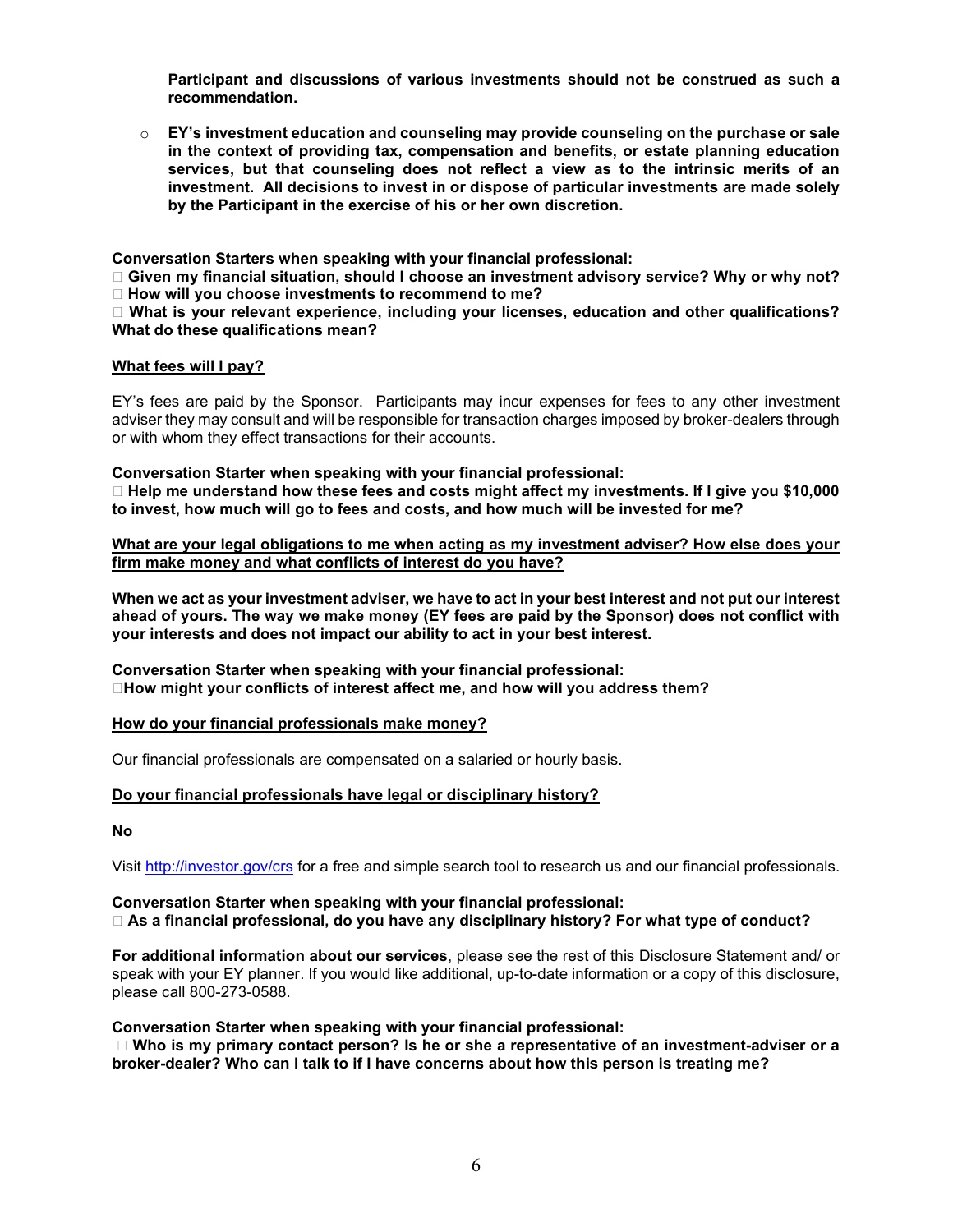**Participant and discussions of various investments should not be construed as such a recommendation.**

- **EY's investment education and counseling may provide counseling on the purchase or sale in the context of providing tax, compensation and benefits, or estate planning education services, but that counseling does not reflect a view as to the intrinsic merits of an investment. All decisions to invest in or dispose of particular investments are made solely by the Participant in the exercise of his or her own discretion.**

**Conversation Starters when speaking with your financial professional:**

- **Given my financial situation, should I choose an investment advisory service? Why or why not?**
- **How will you choose investments to recommend to me?**
- **What is your relevant experience, including your licenses, education and other qualifications? What do these qualifications mean?**

**What fees will I pay?**

EY's fees are paid by the Sponsor. Participants may incur expenses for fees to any other investment adviser they may consult and will be responsible for transaction charges imposed by broker-dealers through or with whom they effect transactions for their accounts.

**Conversation Starter when speaking with your financial professional:**

- **Help me understand how these fees and costs might affect my investments. If I give you $10,000 to invest, how much will go to fees and costs, and how much will be invested for me?**

**What are your legal obligations to me when acting as my investment adviser? How else does your firm make money and what conflicts of interest do you have?**

**When we act as your investment adviser, we have to act in your best interest and not put our interest ahead of yours. The way we make money (EY fees are paid by the Sponsor) does not conflict with your interests and does not impact our ability to act in your best interest.**

**Conversation Starter when speaking with your financial professional:**

- **How might your conflicts of interest affect me, and how will you address them?**

**How do your financial professionals make money?**

Our financial professionals are compensated on a salaried or hourly basis.

**Do your financial professionals have legal or disciplinary history?**

**No**

Visit http://investor.gov/crs for a free and simple search tool to research us and our financial professionals.

**Conversation Starter when speaking with your financial professional:**

- **As a financial professional, do you have any disciplinary history? For what type of conduct?**

**For additional information about our services**, please see the rest of this Disclosure Statement and/ or speak with your EY planner. If you would like additional, up-to-date information or a copy of this disclosure, please call 800-273-0588.

**Conversation Starter when speaking with your financial professional:**

- **Who is my primary contact person? Is he or she a representative of an investment-adviser or a broker-dealer? Who can I talk to if I have concerns about how this person is treating me?**